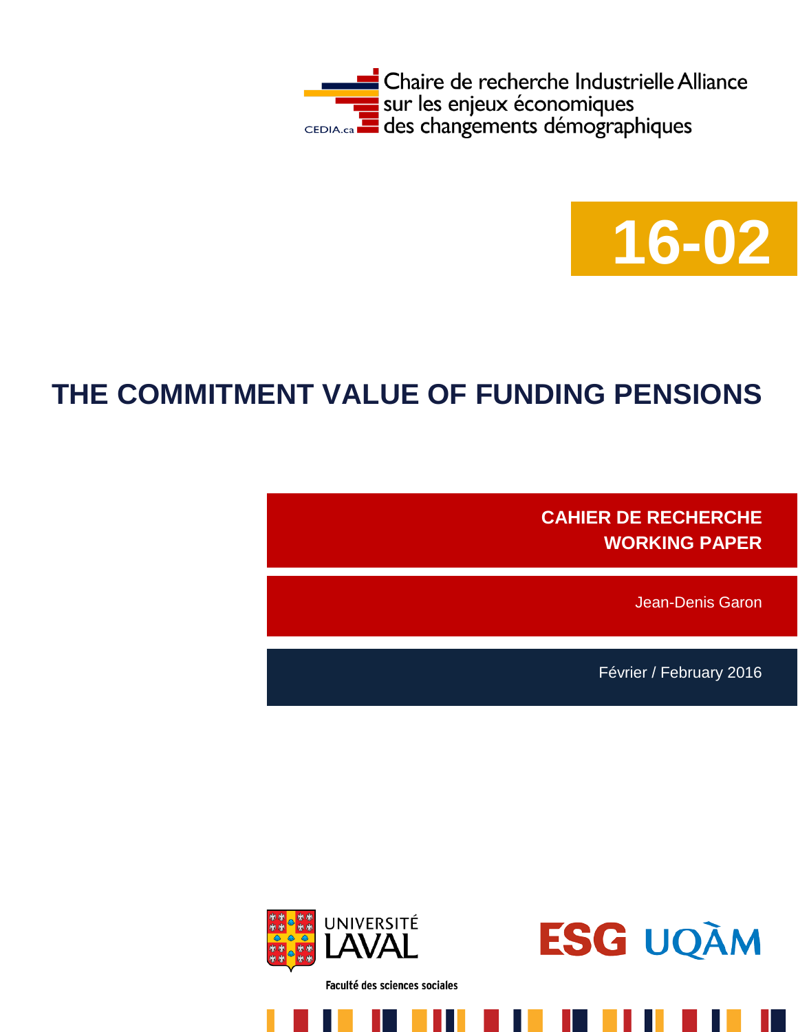Chaire de recherche Industrielle Alliance
sur les enjeux économiques
des changements démographiques

CEDIA.ca

**16-02**

# THE COMMITMENT VALUE OF FUNDING PENSIONS

**CAHIER DE RECHERCHE**
**WORKING PAPER**

Jean-Denis Garon

Février / February 2016

UNIVERSITÉ LAVAL

Faculté des sciences sociales

ESG UQÀM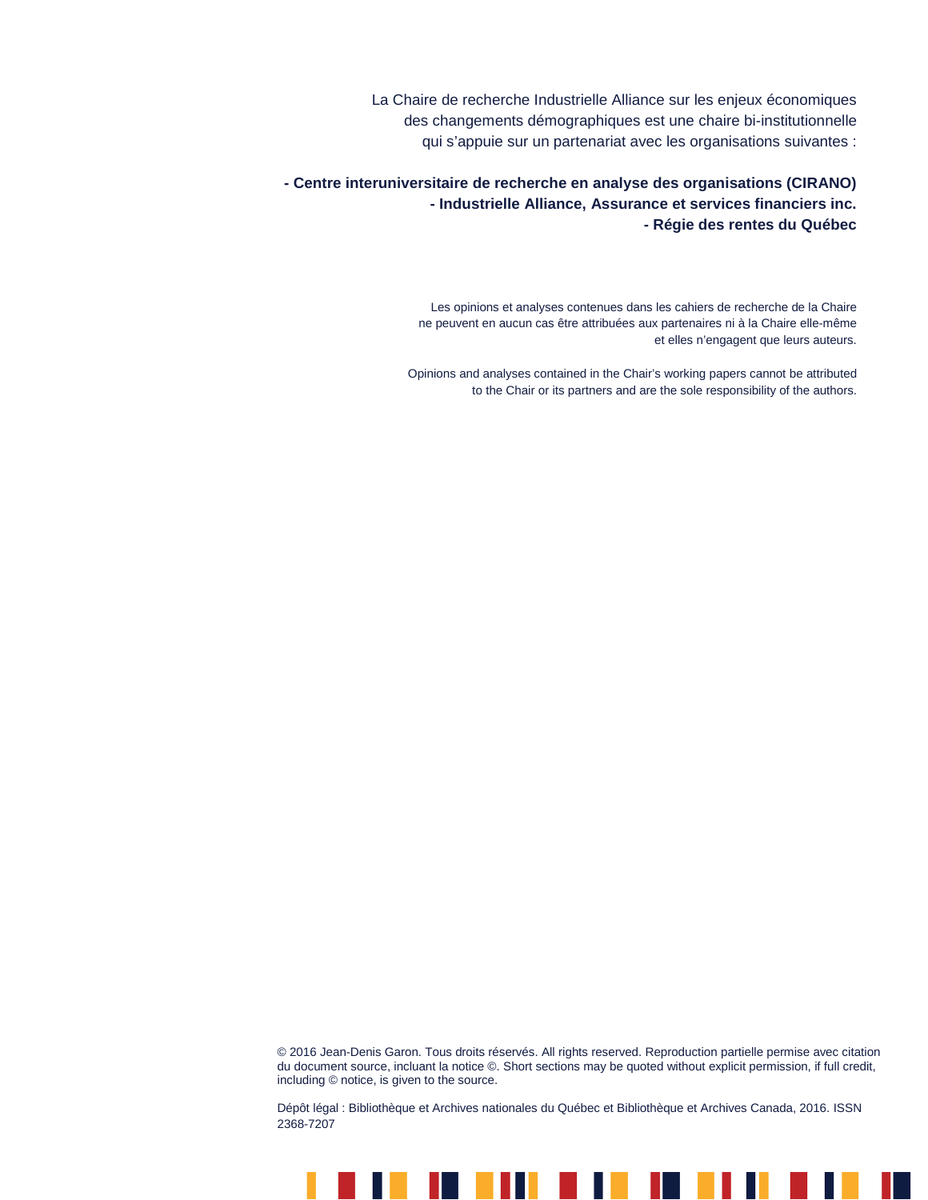La Chaire de recherche Industrielle Alliance sur les enjeux économiques des changements démographiques est une chaire bi-institutionnelle qui s'appuie sur un partenariat avec les organisations suivantes :

**- Centre interuniversitaire de recherche en analyse des organisations (CIRANO)**
**- Industrielle Alliance, Assurance et services financiers inc.**
**- Régie des rentes du Québec**

Les opinions et analyses contenues dans les cahiers de recherche de la Chaire ne peuvent en aucun cas être attribuées aux partenaires ni à la Chaire elle-même et elles n'engagent que leurs auteurs.

Opinions and analyses contained in the Chair's working papers cannot be attributed to the Chair or its partners and are the sole responsibility of the authors.

© 2016 Jean-Denis Garon. Tous droits réservés. All rights reserved. Reproduction partielle permise avec citation du document source, incluant la notice ©. Short sections may be quoted without explicit permission, if full credit, including © notice, is given to the source.

Dépôt légal : Bibliothèque et Archives nationales du Québec et Bibliothèque et Archives Canada, 2016. ISSN 2368-7207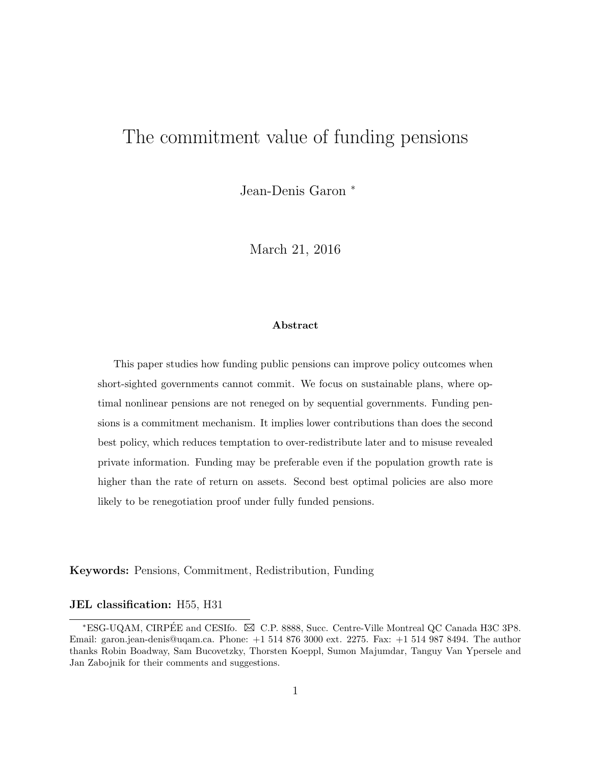# The commitment value of funding pensions

Jean-Denis Garon *

March 21, 2016

### Abstract

This paper studies how funding public pensions can improve policy outcomes when short-sighted governments cannot commit. We focus on sustainable plans, where optimal nonlinear pensions are not reneged on by sequential governments. Funding pensions is a commitment mechanism. It implies lower contributions than does the second best policy, which reduces temptation to over-redistribute later and to misuse revealed private information. Funding may be preferable even if the population growth rate is higher than the rate of return on assets. Second best optimal policies are also more likely to be renegotiation proof under fully funded pensions.

**Keywords:** Pensions, Commitment, Redistribution, Funding

**JEL classification:** H55, H31

---

*ESG-UQAM, CIRPÉE and CESIfo. ✉ C.P. 8888, Succ. Centre-Ville Montreal QC Canada H3C 3P8. Email: garon.jean-denis@uqam.ca. Phone: +1 514 876 3000 ext. 2275. Fax: +1 514 987 8494. The author thanks Robin Boadway, Sam Bucovetzky, Thorsten Koeppl, Sumon Majumdar, Tanguy Van Ypersele and Jan Zabojnik for their comments and suggestions.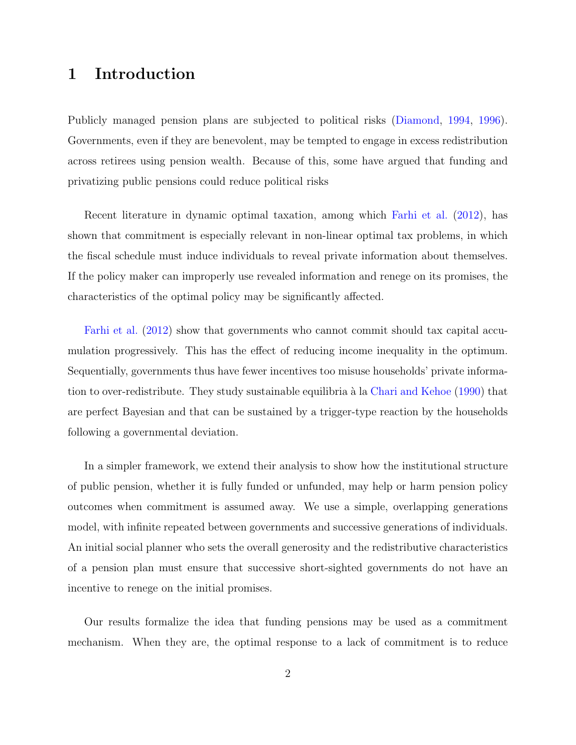# 1 Introduction

Publicly managed pension plans are subjected to political risks (Diamond, 1994, 1996). Governments, even if they are benevolent, may be tempted to engage in excess redistribution across retirees using pension wealth. Because of this, some have argued that funding and privatizing public pensions could reduce political risks

Recent literature in dynamic optimal taxation, among which Farhi et al. (2012), has shown that commitment is especially relevant in non-linear optimal tax problems, in which the fiscal schedule must induce individuals to reveal private information about themselves. If the policy maker can improperly use revealed information and renege on its promises, the characteristics of the optimal policy may be significantly affected.

Farhi et al. (2012) show that governments who cannot commit should tax capital accumulation progressively. This has the effect of reducing income inequality in the optimum. Sequentially, governments thus have fewer incentives too misuse households' private information to over-redistribute. They study sustainable equilibria à la Chari and Kehoe (1990) that are perfect Bayesian and that can be sustained by a trigger-type reaction by the households following a governmental deviation.

In a simpler framework, we extend their analysis to show how the institutional structure of public pension, whether it is fully funded or unfunded, may help or harm pension policy outcomes when commitment is assumed away. We use a simple, overlapping generations model, with infinite repeated between governments and successive generations of individuals. An initial social planner who sets the overall generosity and the redistributive characteristics of a pension plan must ensure that successive short-sighted governments do not have an incentive to renege on the initial promises.

Our results formalize the idea that funding pensions may be used as a commitment mechanism. When they are, the optimal response to a lack of commitment is to reduce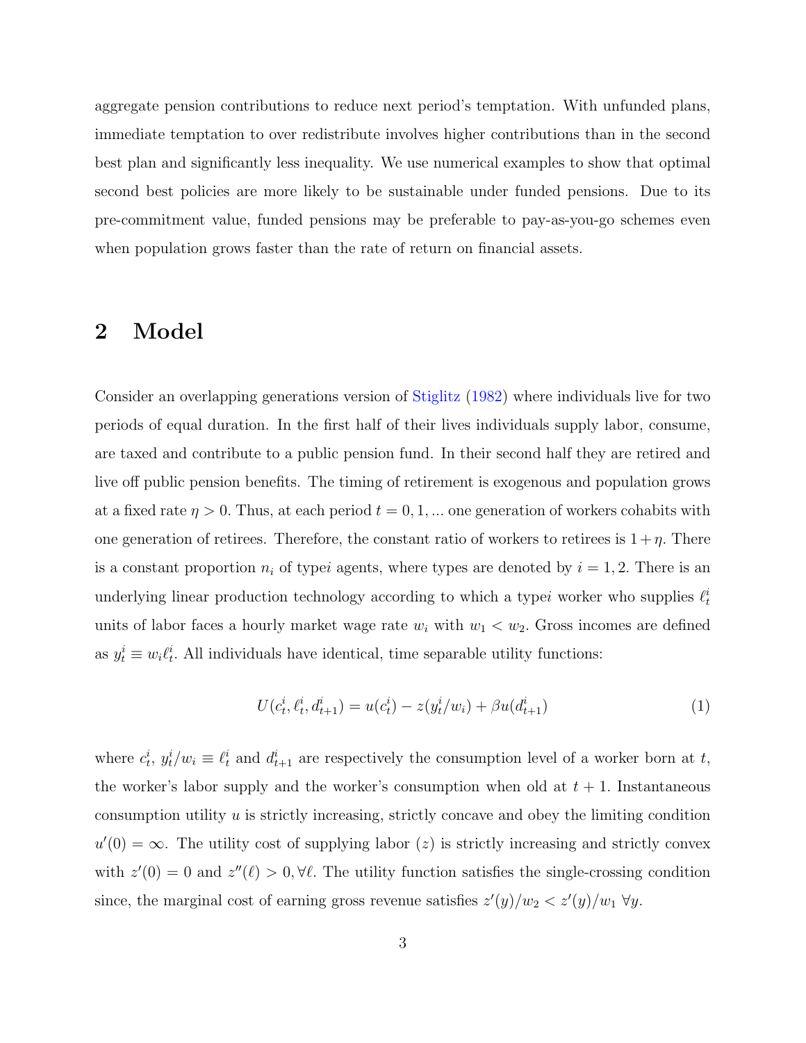aggregate pension contributions to reduce next period's temptation. With unfunded plans, immediate temptation to over redistribute involves higher contributions than in the second best plan and significantly less inequality. We use numerical examples to show that optimal second best policies are more likely to be sustainable under funded pensions. Due to its pre-commitment value, funded pensions may be preferable to pay-as-you-go schemes even when population grows faster than the rate of return on financial assets.

## 2 Model

Consider an overlapping generations version of Stiglitz (1982) where individuals live for two periods of equal duration. In the first half of their lives individuals supply labor, consume, are taxed and contribute to a public pension fund. In their second half they are retired and live off public pension benefits. The timing of retirement is exogenous and population grows at a fixed rate $\eta > 0$. Thus, at each period $t = 0, 1, ...$ one generation of workers cohabits with one generation of retirees. Therefore, the constant ratio of workers to retirees is $1+\eta$. There is a constant proportion $n_i$ of type$i$ agents, where types are denoted by $i = 1, 2$. There is an underlying linear production technology according to which a type$i$ worker who supplies $\ell_t^i$ units of labor faces a hourly market wage rate $w_i$ with $w_1 < w_2$. Gross incomes are defined as $y_t^i \equiv w_i \ell_t^i$. All individuals have identical, time separable utility functions:

$$U(c_t^i, \ell_t^i, d_{t+1}^i) = u(c_t^i) - z(y_t^i/w_i) + \beta u(d_{t+1}^i) \tag{1}$$

where $c_t^i$, $y_t^i/w_i \equiv \ell_t^i$ and $d_{t+1}^i$ are respectively the consumption level of a worker born at $t$, the worker's labor supply and the worker's consumption when old at $t+1$. Instantaneous consumption utility $u$ is strictly increasing, strictly concave and obey the limiting condition $u'(0) = \infty$. The utility cost of supplying labor ($z$) is strictly increasing and strictly convex with $z'(0) = 0$ and $z''(\ell) > 0, \forall \ell$. The utility function satisfies the single-crossing condition since, the marginal cost of earning gross revenue satisfies $z'(y)/w_2 < z'(y)/w_1 \; \forall y$.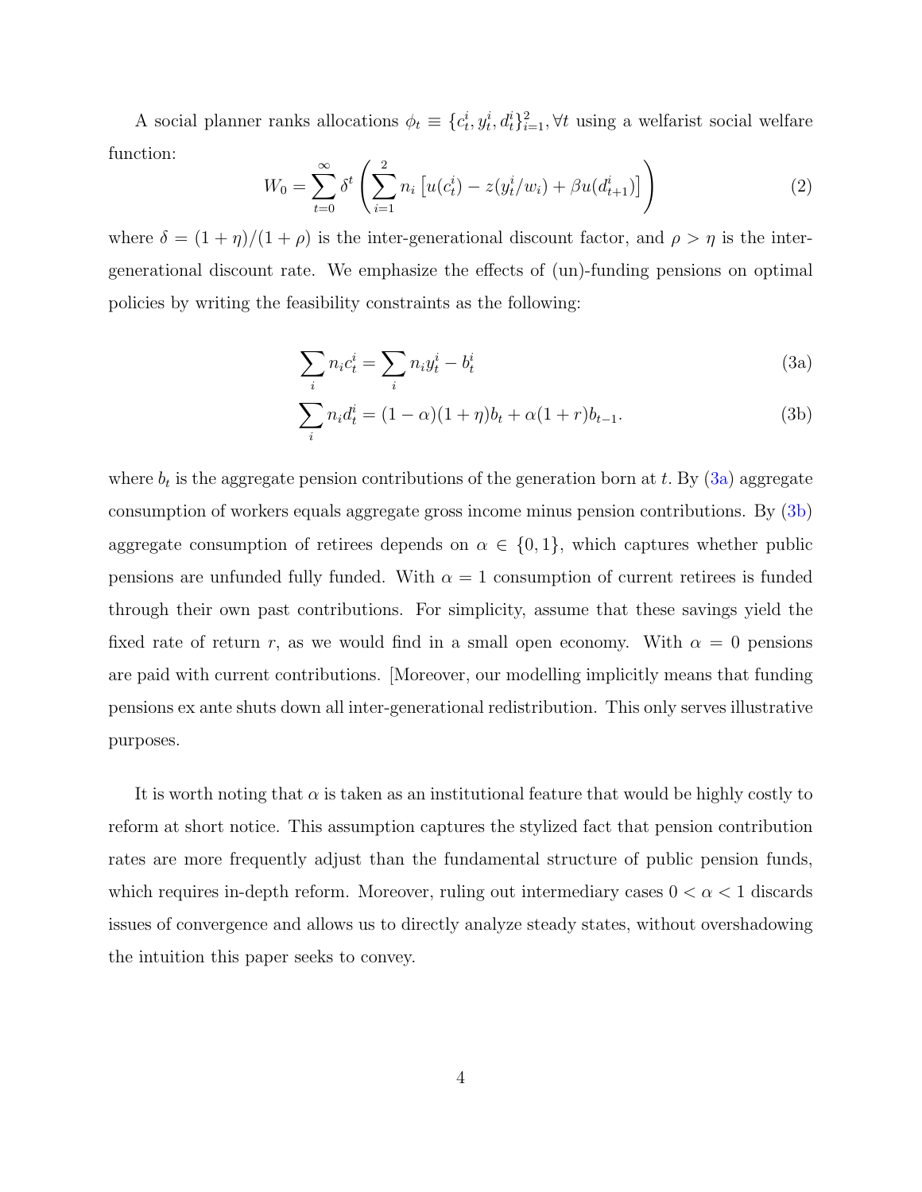A social planner ranks allocations $\phi_t \equiv \{c_t^i, y_t^i, d_t^i\}_{i=1}^2, \forall t$ using a welfarist social welfare function:

$$W_0 = \sum_{t=0}^{\infty} \delta^t \left( \sum_{i=1}^{2} n_i \left[ u(c_t^i) - z(y_t^i/w_i) + \beta u(d_{t+1}^i) \right] \right) \tag{2}$$

where $\delta = (1+\eta)/(1+\rho)$ is the inter-generational discount factor, and $\rho > \eta$ is the inter-generational discount rate. We emphasize the effects of (un)-funding pensions on optimal policies by writing the feasibility constraints as the following:

$$\sum_i n_i c_t^i = \sum_i n_i y_t^i - b_t^i \tag{3a}$$

$$\sum_i n_i d_t^i = (1-\alpha)(1+\eta) b_t + \alpha(1+r) b_{t-1}. \tag{3b}$$

where $b_t$ is the aggregate pension contributions of the generation born at $t$. By (3a) aggregate consumption of workers equals aggregate gross income minus pension contributions. By (3b) aggregate consumption of retirees depends on $\alpha \in \{0, 1\}$, which captures whether public pensions are unfunded fully funded. With $\alpha = 1$ consumption of current retirees is funded through their own past contributions. For simplicity, assume that these savings yield the fixed rate of return $r$, as we would find in a small open economy. With $\alpha = 0$ pensions are paid with current contributions. [Moreover, our modelling implicitly means that funding pensions ex ante shuts down all inter-generational redistribution. This only serves illustrative purposes.

It is worth noting that $\alpha$ is taken as an institutional feature that would be highly costly to reform at short notice. This assumption captures the stylized fact that pension contribution rates are more frequently adjust than the fundamental structure of public pension funds, which requires in-depth reform. Moreover, ruling out intermediary cases $0 < \alpha < 1$ discards issues of convergence and allows us to directly analyze steady states, without overshadowing the intuition this paper seeks to convey.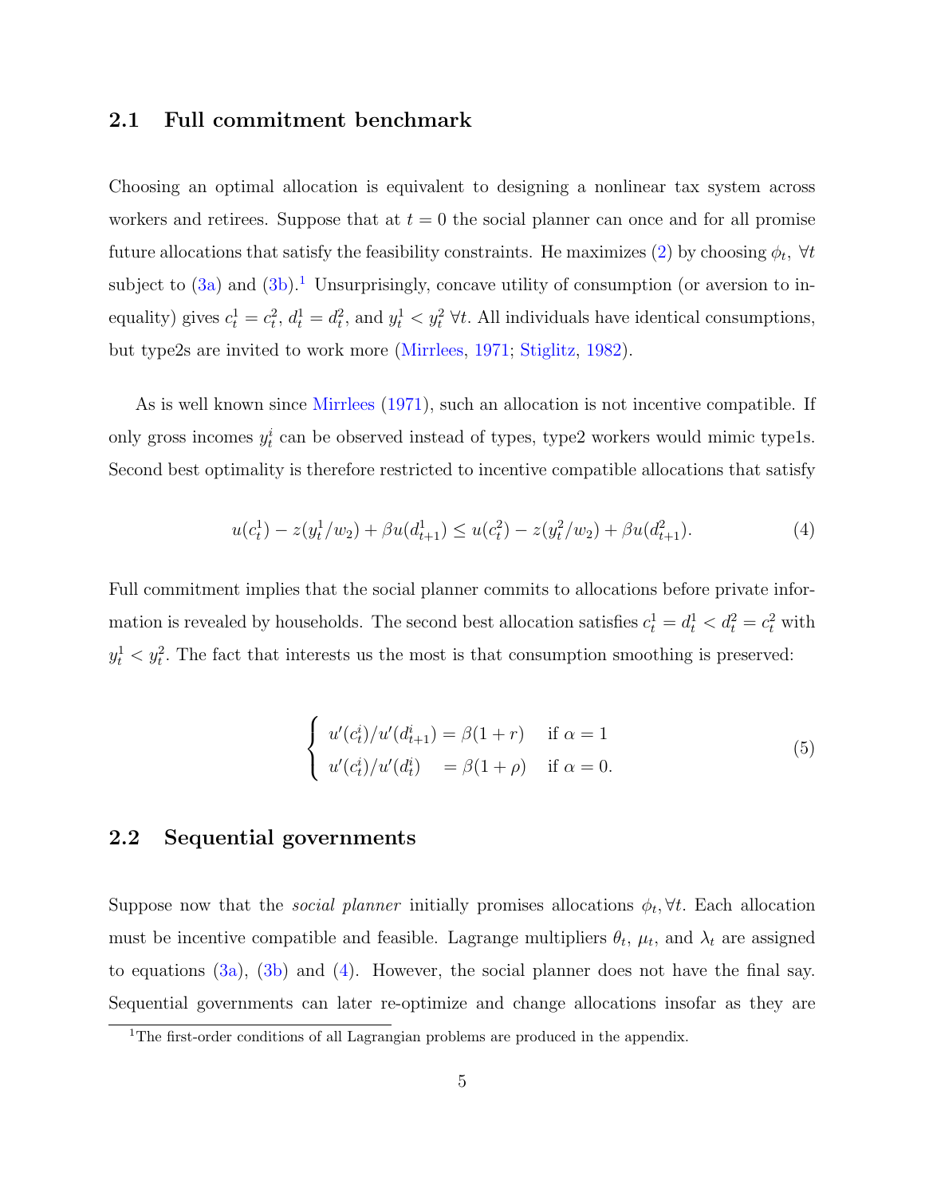### 2.1 Full commitment benchmark

Choosing an optimal allocation is equivalent to designing a nonlinear tax system across workers and retirees. Suppose that at $t = 0$ the social planner can once and for all promise future allocations that satisfy the feasibility constraints. He maximizes (2) by choosing $\phi_t$, $\forall t$ subject to (3a) and (3b).[1] Unsurprisingly, concave utility of consumption (or aversion to inequality) gives $c_t^1 = c_t^2$, $d_t^1 = d_t^2$, and $y_t^1 < y_t^2$ $\forall t$. All individuals have identical consumptions, but type2s are invited to work more (Mirrlees, 1971; Stiglitz, 1982).

As is well known since Mirrlees (1971), such an allocation is not incentive compatible. If only gross incomes $y_t^i$ can be observed instead of types, type2 workers would mimic type1s. Second best optimality is therefore restricted to incentive compatible allocations that satisfy

$$u(c_t^1) - z(y_t^1/w_2) + \beta u(d_{t+1}^1) \leq u(c_t^2) - z(y_t^2/w_2) + \beta u(d_{t+1}^2). \tag{4}$$

Full commitment implies that the social planner commits to allocations before private information is revealed by households. The second best allocation satisfies $c_t^1 = d_t^1 < d_t^2 = c_t^2$ with $y_t^1 < y_t^2$. The fact that interests us the most is that consumption smoothing is preserved:

$$\begin{cases} u'(c_t^i)/u'(d_{t+1}^i) = \beta(1+r) & \text{if } \alpha = 1 \\ u'(c_t^i)/u'(d_t^i) \quad\;\; = \beta(1+\rho) & \text{if } \alpha = 0. \end{cases} \tag{5}$$

### 2.2 Sequential governments

Suppose now that the *social planner* initially promises allocations $\phi_t, \forall t$. Each allocation must be incentive compatible and feasible. Lagrange multipliers $\theta_t$, $\mu_t$, and $\lambda_t$ are assigned to equations (3a), (3b) and (4). However, the social planner does not have the final say. Sequential governments can later re-optimize and change allocations insofar as they are

[1] The first-order conditions of all Lagrangian problems are produced in the appendix.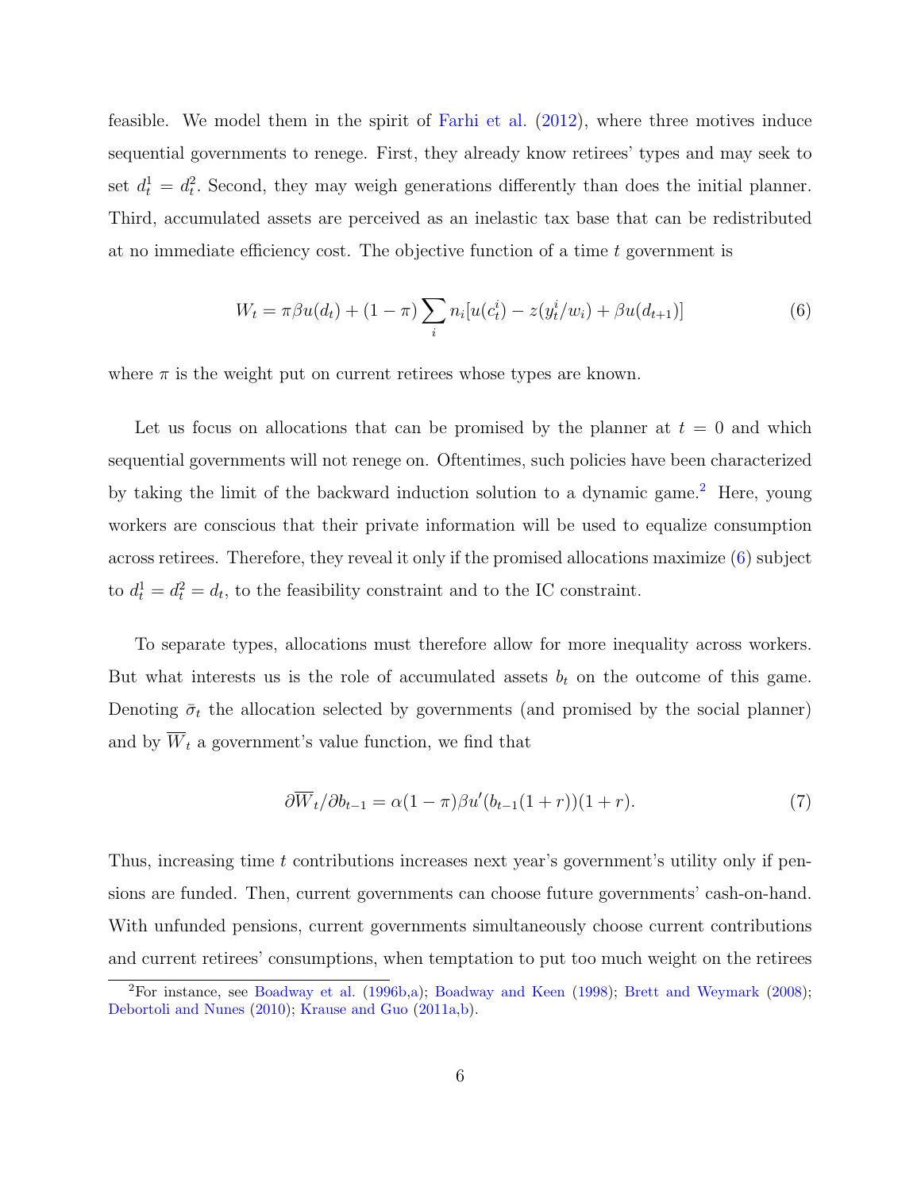feasible. We model them in the spirit of Farhi et al. (2012), where three motives induce sequential governments to renege. First, they already know retirees' types and may seek to set $d_t^1 = d_t^2$. Second, they may weigh generations differently than does the initial planner. Third, accumulated assets are perceived as an inelastic tax base that can be redistributed at no immediate efficiency cost. The objective function of a time $t$ government is

$$W_t = \pi\beta u(d_t) + (1-\pi)\sum_i n_i[u(c_t^i) - z(y_t^i/w_i) + \beta u(d_{t+1})] \tag{6}$$

where $\pi$ is the weight put on current retirees whose types are known.

Let us focus on allocations that can be promised by the planner at $t = 0$ and which sequential governments will not renege on. Oftentimes, such policies have been characterized by taking the limit of the backward induction solution to a dynamic game.[2] Here, young workers are conscious that their private information will be used to equalize consumption across retirees. Therefore, they reveal it only if the promised allocations maximize (6) subject to $d_t^1 = d_t^2 = d_t$, to the feasibility constraint and to the IC constraint.

To separate types, allocations must therefore allow for more inequality across workers. But what interests us is the role of accumulated assets $b_t$ on the outcome of this game. Denoting $\bar{\sigma}_t$ the allocation selected by governments (and promised by the social planner) and by $\overline{W}_t$ a government's value function, we find that

$$\partial\overline{W}_t/\partial b_{t-1} = \alpha(1-\pi)\beta u'(b_{t-1}(1+r))(1+r). \tag{7}$$

Thus, increasing time $t$ contributions increases next year's government's utility only if pensions are funded. Then, current governments can choose future governments' cash-on-hand. With unfunded pensions, current governments simultaneously choose current contributions and current retirees' consumptions, when temptation to put too much weight on the retirees

[2] For instance, see Boadway et al. (1996b,a); Boadway and Keen (1998); Brett and Weymark (2008); Debortoli and Nunes (2010); Krause and Guo (2011a,b).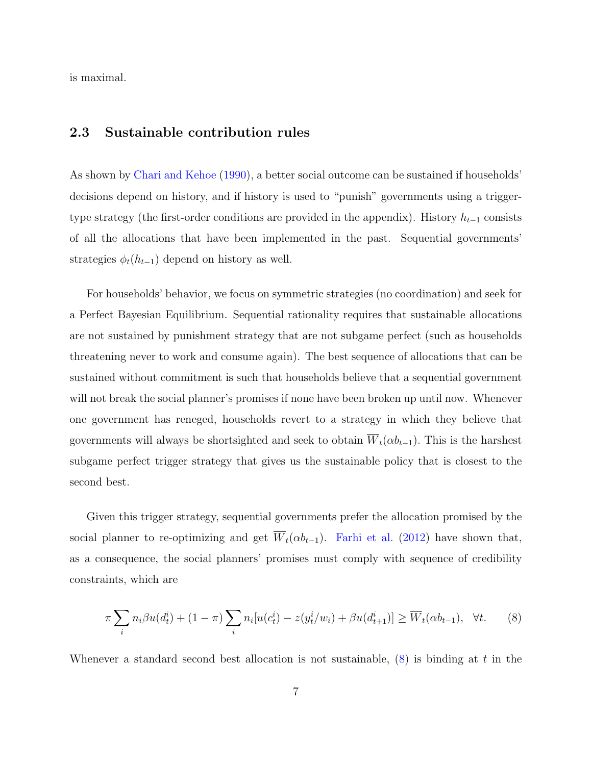is maximal.

### 2.3 Sustainable contribution rules

As shown by Chari and Kehoe (1990), a better social outcome can be sustained if households' decisions depend on history, and if history is used to "punish" governments using a trigger-type strategy (the first-order conditions are provided in the appendix). History $h_{t-1}$ consists of all the allocations that have been implemented in the past. Sequential governments' strategies $\phi_t(h_{t-1})$ depend on history as well.

For households' behavior, we focus on symmetric strategies (no coordination) and seek for a Perfect Bayesian Equilibrium. Sequential rationality requires that sustainable allocations are not sustained by punishment strategy that are not subgame perfect (such as households threatening never to work and consume again). The best sequence of allocations that can be sustained without commitment is such that households believe that a sequential government will not break the social planner's promises if none have been broken up until now. Whenever one government has reneged, households revert to a strategy in which they believe that governments will always be shortsighted and seek to obtain $\overline{W}_t(\alpha b_{t-1})$. This is the harshest subgame perfect trigger strategy that gives us the sustainable policy that is closest to the second best.

Given this trigger strategy, sequential governments prefer the allocation promised by the social planner to re-optimizing and get $\overline{W}_t(\alpha b_{t-1})$. Farhi et al. (2012) have shown that, as a consequence, the social planners' promises must comply with sequence of credibility constraints, which are

$$\pi \sum_i n_i \beta u(d_t^i) + (1-\pi) \sum_i n_i [u(c_t^i) - z(y_t^i/w_i) + \beta u(d_{t+1}^i)] \geq \overline{W}_t(\alpha b_{t-1}), \quad \forall t. \tag{8}$$

Whenever a standard second best allocation is not sustainable, (8) is binding at $t$ in the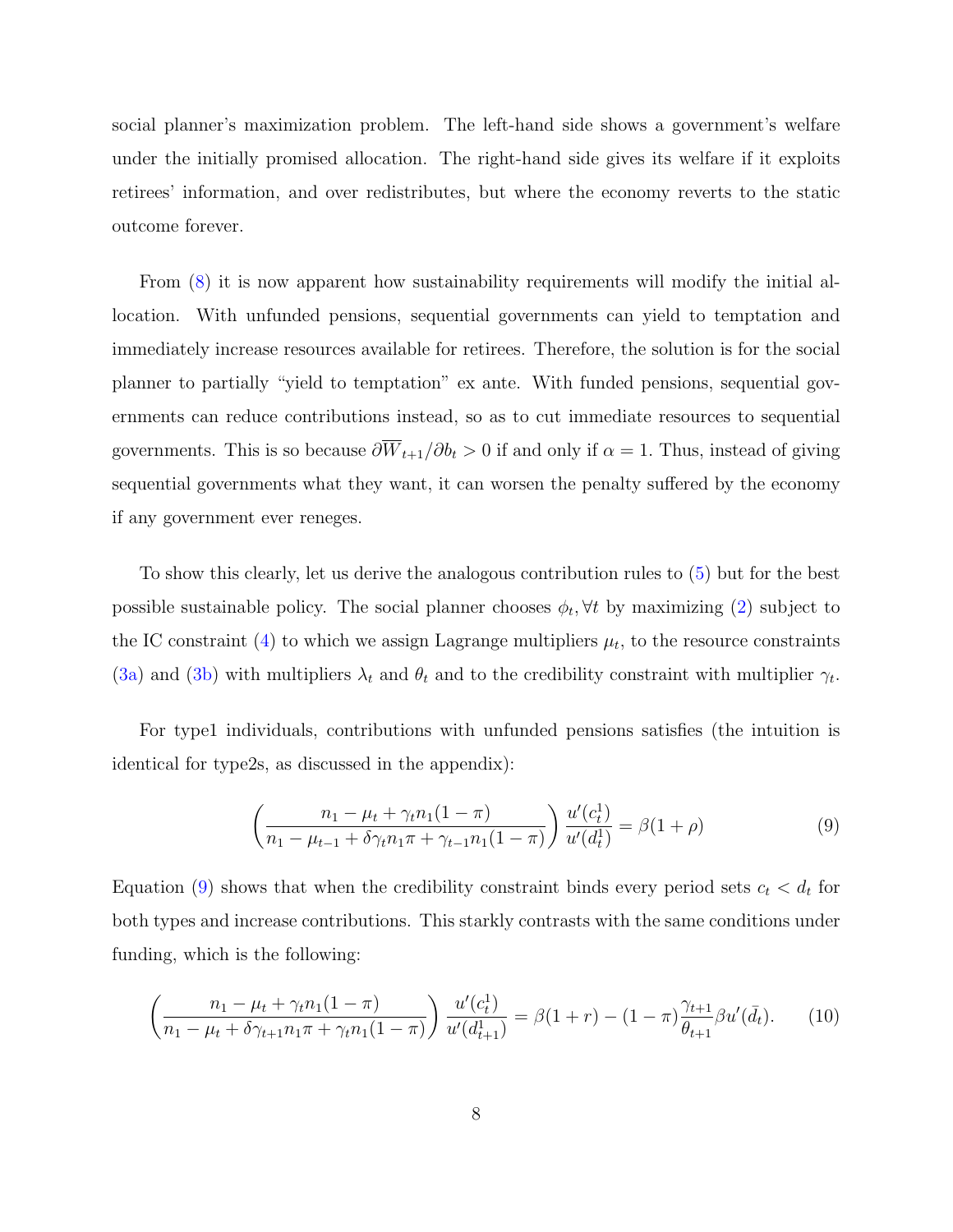social planner's maximization problem. The left-hand side shows a government's welfare under the initially promised allocation. The right-hand side gives its welfare if it exploits retirees' information, and over redistributes, but where the economy reverts to the static outcome forever.

From (8) it is now apparent how sustainability requirements will modify the initial allocation. With unfunded pensions, sequential governments can yield to temptation and immediately increase resources available for retirees. Therefore, the solution is for the social planner to partially "yield to temptation" ex ante. With funded pensions, sequential governments can reduce contributions instead, so as to cut immediate resources to sequential governments. This is so because $\partial \overline{W}_{t+1}/\partial b_t > 0$ if and only if $\alpha = 1$. Thus, instead of giving sequential governments what they want, it can worsen the penalty suffered by the economy if any government ever reneges.

To show this clearly, let us derive the analogous contribution rules to (5) but for the best possible sustainable policy. The social planner chooses $\phi_t, \forall t$ by maximizing (2) subject to the IC constraint (4) to which we assign Lagrange multipliers $\mu_t$, to the resource constraints (3a) and (3b) with multipliers $\lambda_t$ and $\theta_t$ and to the credibility constraint with multiplier $\gamma_t$.

For type1 individuals, contributions with unfunded pensions satisfies (the intuition is identical for type2s, as discussed in the appendix):

$$\left(\frac{n_1 - \mu_t + \gamma_t n_1(1-\pi)}{n_1 - \mu_{t-1} + \delta\gamma_t n_1 \pi + \gamma_{t-1} n_1(1-\pi)}\right)\frac{u'(c_t^1)}{u'(d_t^1)} = \beta(1+\rho) \tag{9}$$

Equation (9) shows that when the credibility constraint binds every period sets $c_t < d_t$ for both types and increase contributions. This starkly contrasts with the same conditions under funding, which is the following:

$$\left(\frac{n_1 - \mu_t + \gamma_t n_1(1-\pi)}{n_1 - \mu_t + \delta\gamma_{t+1} n_1 \pi + \gamma_t n_1(1-\pi)}\right)\frac{u'(c_t^1)}{u'(d_{t+1}^1)} = \beta(1+r) - (1-\pi)\frac{\gamma_{t+1}}{\theta_{t+1}}\beta u'(\bar{d}_t). \tag{10}$$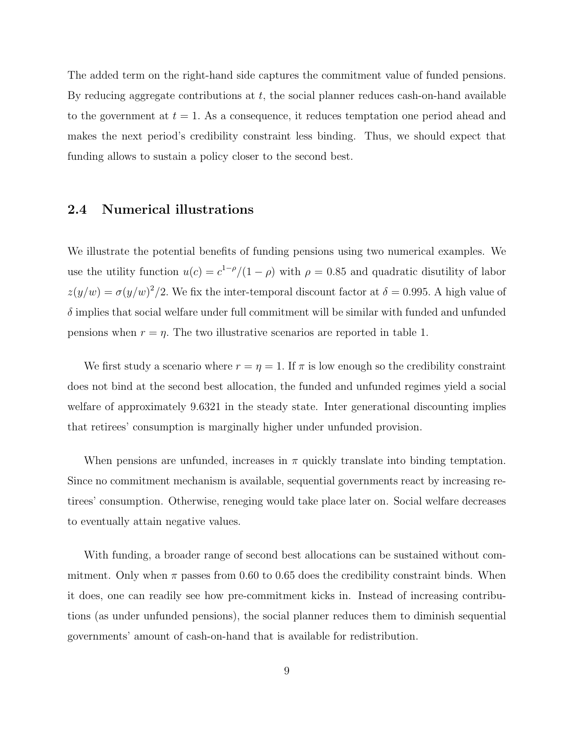The added term on the right-hand side captures the commitment value of funded pensions. By reducing aggregate contributions at $t$, the social planner reduces cash-on-hand available to the government at $t = 1$. As a consequence, it reduces temptation one period ahead and makes the next period's credibility constraint less binding. Thus, we should expect that funding allows to sustain a policy closer to the second best.

## 2.4 Numerical illustrations

We illustrate the potential benefits of funding pensions using two numerical examples. We use the utility function $u(c) = c^{1-\rho}/(1-\rho)$ with $\rho = 0.85$ and quadratic disutility of labor $z(y/w) = \sigma(y/w)^2/2$. We fix the inter-temporal discount factor at $\delta = 0.995$. A high value of $\delta$ implies that social welfare under full commitment will be similar with funded and unfunded pensions when $r = \eta$. The two illustrative scenarios are reported in table 1.

We first study a scenario where $r = \eta = 1$. If $\pi$ is low enough so the credibility constraint does not bind at the second best allocation, the funded and unfunded regimes yield a social welfare of approximately 9.6321 in the steady state. Inter generational discounting implies that retirees' consumption is marginally higher under unfunded provision.

When pensions are unfunded, increases in $\pi$ quickly translate into binding temptation. Since no commitment mechanism is available, sequential governments react by increasing retirees' consumption. Otherwise, reneging would take place later on. Social welfare decreases to eventually attain negative values.

With funding, a broader range of second best allocations can be sustained without commitment. Only when $\pi$ passes from 0.60 to 0.65 does the credibility constraint binds. When it does, one can readily see how pre-commitment kicks in. Instead of increasing contributions (as under unfunded pensions), the social planner reduces them to diminish sequential governments' amount of cash-on-hand that is available for redistribution.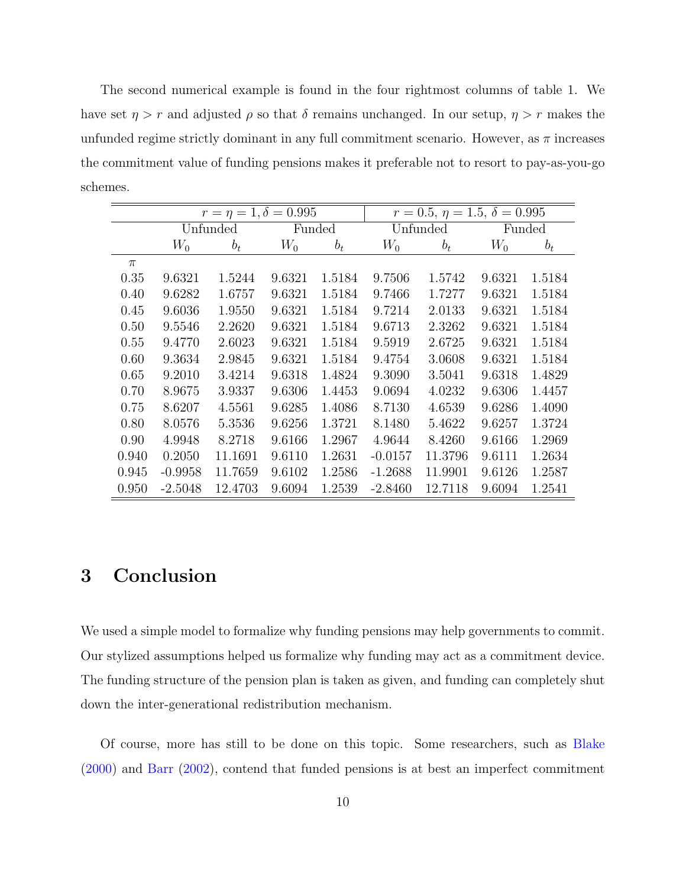The second numerical example is found in the four rightmost columns of table 1. We have set $\eta > r$ and adjusted $\rho$ so that $\delta$ remains unchanged. In our setup, $\eta > r$ makes the unfunded regime strictly dominant in any full commitment scenario. However, as $\pi$ increases the commitment value of funding pensions makes it preferable not to resort to pay-as-you-go schemes.

| | $r = \eta = 1, \delta = 0.995$ | | | | $r = 0.5,\ \eta = 1.5,\ \delta = 0.995$ | | | |
|---|---|---|---|---|---|---|---|---|
| | Unfunded | | Funded | | Unfunded | | Funded | |
| | $W_0$ | $b_t$ | $W_0$ | $b_t$ | $W_0$ | $b_t$ | $W_0$ | $b_t$ |
| $\pi$ | | | | | | | | |
| 0.35 | 9.6321 | 1.5244 | 9.6321 | 1.5184 | 9.7506 | 1.5742 | 9.6321 | 1.5184 |
| 0.40 | 9.6282 | 1.6757 | 9.6321 | 1.5184 | 9.7466 | 1.7277 | 9.6321 | 1.5184 |
| 0.45 | 9.6036 | 1.9550 | 9.6321 | 1.5184 | 9.7214 | 2.0133 | 9.6321 | 1.5184 |
| 0.50 | 9.5546 | 2.2620 | 9.6321 | 1.5184 | 9.6713 | 2.3262 | 9.6321 | 1.5184 |
| 0.55 | 9.4770 | 2.6023 | 9.6321 | 1.5184 | 9.5919 | 2.6725 | 9.6321 | 1.5184 |
| 0.60 | 9.3634 | 2.9845 | 9.6321 | 1.5184 | 9.4754 | 3.0608 | 9.6321 | 1.5184 |
| 0.65 | 9.2010 | 3.4214 | 9.6318 | 1.4824 | 9.3090 | 3.5041 | 9.6318 | 1.4829 |
| 0.70 | 8.9675 | 3.9337 | 9.6306 | 1.4453 | 9.0694 | 4.0232 | 9.6306 | 1.4457 |
| 0.75 | 8.6207 | 4.5561 | 9.6285 | 1.4086 | 8.7130 | 4.6539 | 9.6286 | 1.4090 |
| 0.80 | 8.0576 | 5.3536 | 9.6256 | 1.3721 | 8.1480 | 5.4622 | 9.6257 | 1.3724 |
| 0.90 | 4.9948 | 8.2718 | 9.6166 | 1.2967 | 4.9644 | 8.4260 | 9.6166 | 1.2969 |
| 0.940 | 0.2050 | 11.1691 | 9.6110 | 1.2631 | -0.0157 | 11.3796 | 9.6111 | 1.2634 |
| 0.945 | -0.9958 | 11.7659 | 9.6102 | 1.2586 | -1.2688 | 11.9901 | 9.6126 | 1.2587 |
| 0.950 | -2.5048 | 12.4703 | 9.6094 | 1.2539 | -2.8460 | 12.7118 | 9.6094 | 1.2541 |

## 3 Conclusion

We used a simple model to formalize why funding pensions may help governments to commit. Our stylized assumptions helped us formalize why funding may act as a commitment device. The funding structure of the pension plan is taken as given, and funding can completely shut down the inter-generational redistribution mechanism.

Of course, more has still to be done on this topic. Some researchers, such as Blake (2000) and Barr (2002), contend that funded pensions is at best an imperfect commitment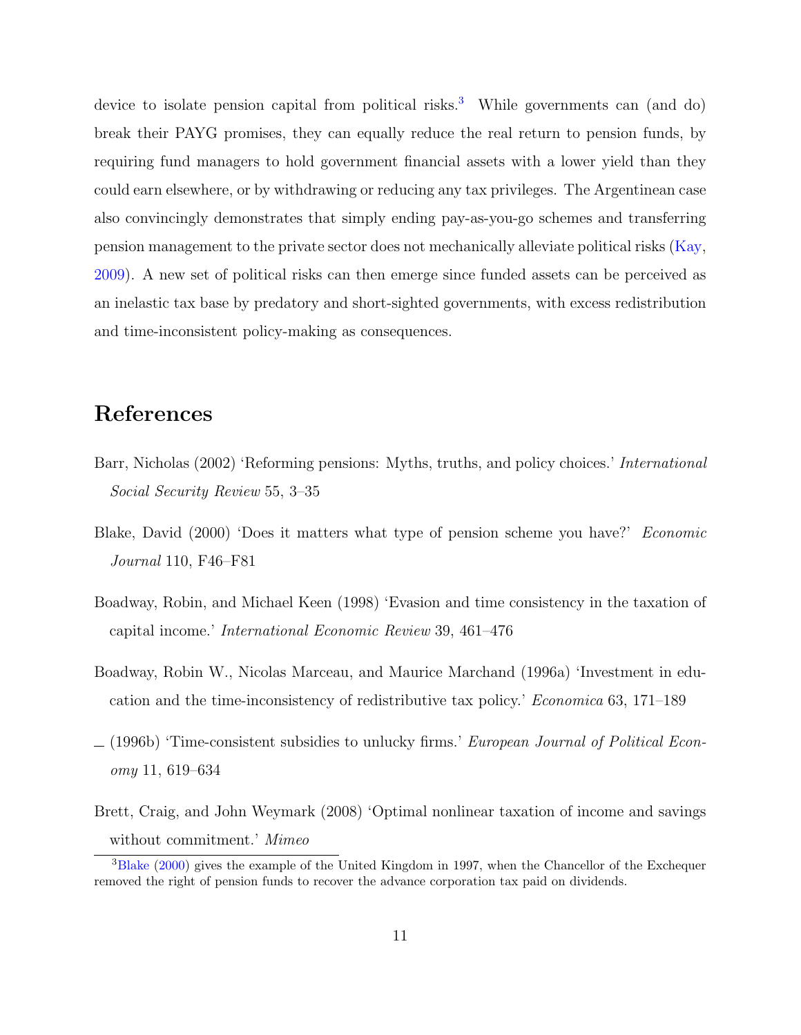device to isolate pension capital from political risks.[3] While governments can (and do) break their PAYG promises, they can equally reduce the real return to pension funds, by requiring fund managers to hold government financial assets with a lower yield than they could earn elsewhere, or by withdrawing or reducing any tax privileges. The Argentinean case also convincingly demonstrates that simply ending pay-as-you-go schemes and transferring pension management to the private sector does not mechanically alleviate political risks (Kay, 2009). A new set of political risks can then emerge since funded assets can be perceived as an inelastic tax base by predatory and short-sighted governments, with excess redistribution and time-inconsistent policy-making as consequences.

# References

Barr, Nicholas (2002) 'Reforming pensions: Myths, truths, and policy choices.' *International Social Security Review* 55, 3–35

Blake, David (2000) 'Does it matters what type of pension scheme you have?' *Economic Journal* 110, F46–F81

Boadway, Robin, and Michael Keen (1998) 'Evasion and time consistency in the taxation of capital income.' *International Economic Review* 39, 461–476

Boadway, Robin W., Nicolas Marceau, and Maurice Marchand (1996a) 'Investment in education and the time-inconsistency of redistributive tax policy.' *Economica* 63, 171–189

— (1996b) 'Time-consistent subsidies to unlucky firms.' *European Journal of Political Economy* 11, 619–634

Brett, Craig, and John Weymark (2008) 'Optimal nonlinear taxation of income and savings without commitment.' *Mimeo*

[3] Blake (2000) gives the example of the United Kingdom in 1997, when the Chancellor of the Exchequer removed the right of pension funds to recover the advance corporation tax paid on dividends.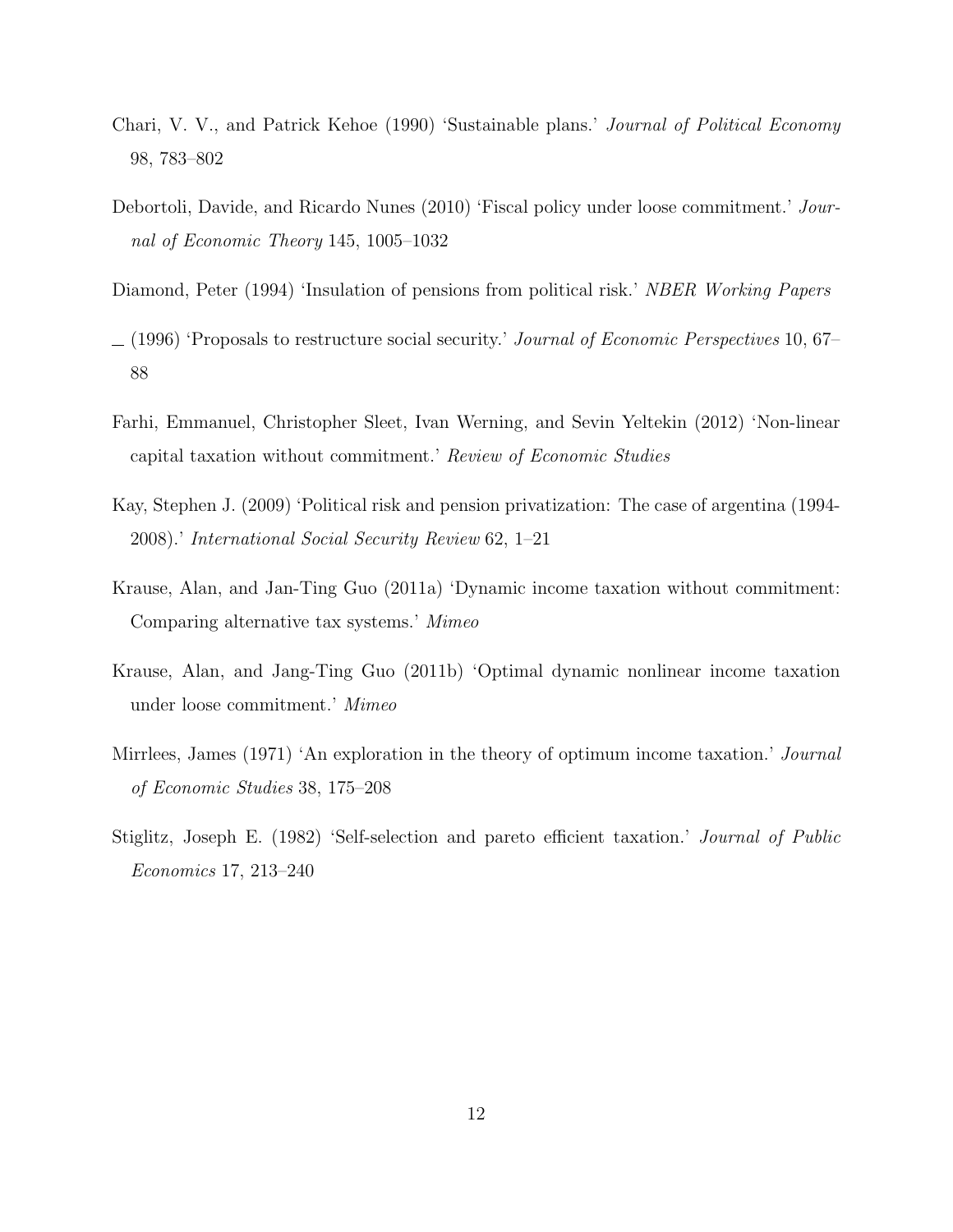Chari, V. V., and Patrick Kehoe (1990) 'Sustainable plans.' *Journal of Political Economy* 98, 783–802

Debortoli, Davide, and Ricardo Nunes (2010) 'Fiscal policy under loose commitment.' *Journal of Economic Theory* 145, 1005–1032

Diamond, Peter (1994) 'Insulation of pensions from political risk.' *NBER Working Papers*

— (1996) 'Proposals to restructure social security.' *Journal of Economic Perspectives* 10, 67–88

Farhi, Emmanuel, Christopher Sleet, Ivan Werning, and Sevin Yeltekin (2012) 'Non-linear capital taxation without commitment.' *Review of Economic Studies*

Kay, Stephen J. (2009) 'Political risk and pension privatization: The case of argentina (1994-2008).' *International Social Security Review* 62, 1–21

Krause, Alan, and Jan-Ting Guo (2011a) 'Dynamic income taxation without commitment: Comparing alternative tax systems.' *Mimeo*

Krause, Alan, and Jang-Ting Guo (2011b) 'Optimal dynamic nonlinear income taxation under loose commitment.' *Mimeo*

Mirrlees, James (1971) 'An exploration in the theory of optimum income taxation.' *Journal of Economic Studies* 38, 175–208

Stiglitz, Joseph E. (1982) 'Self-selection and pareto efficient taxation.' *Journal of Public Economics* 17, 213–240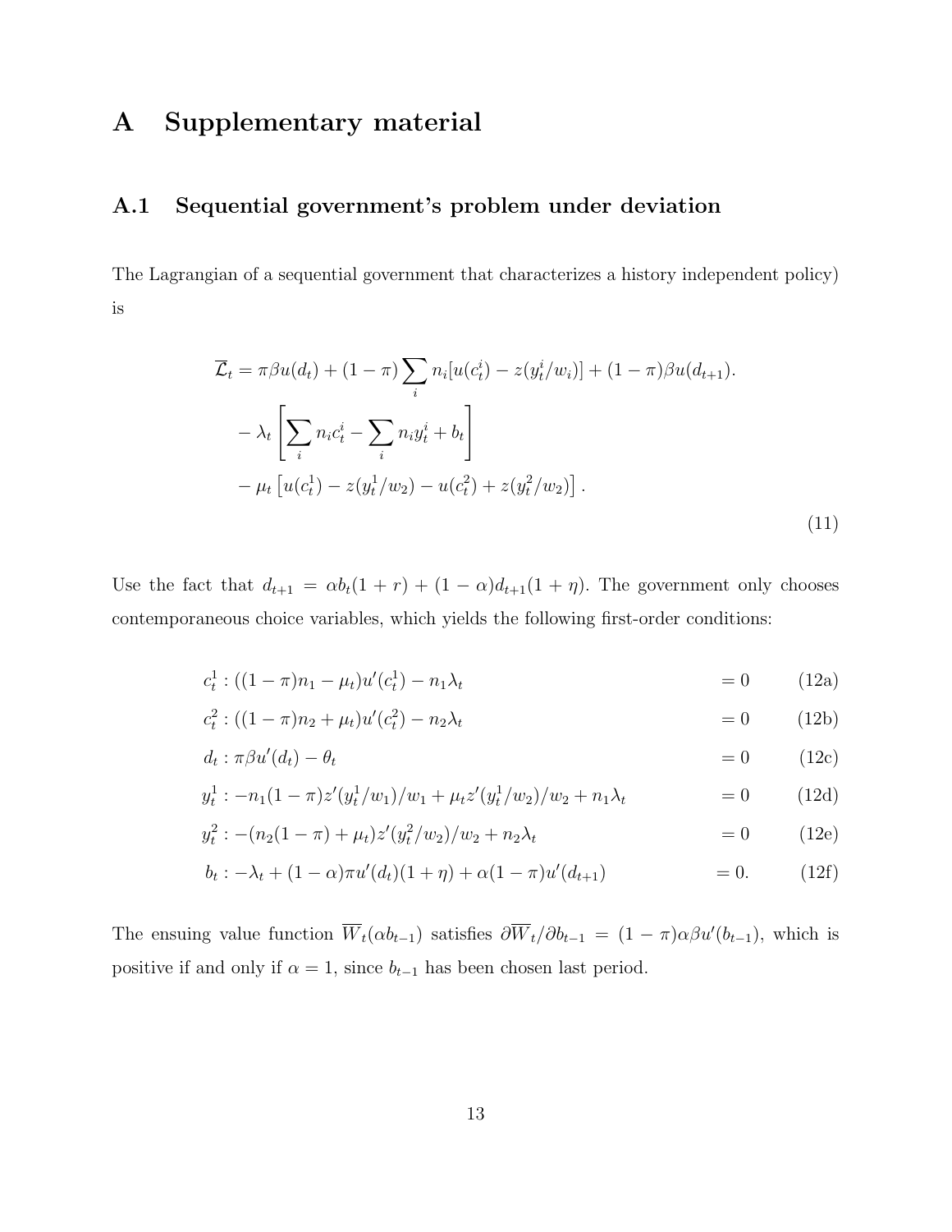# A Supplementary material

## A.1 Sequential government's problem under deviation

The Lagrangian of a sequential government that characterizes a history independent policy) is

$$
\begin{aligned}
\overline{\mathcal{L}}_t &= \pi\beta u(d_t) + (1-\pi)\sum_i n_i[u(c_t^i) - z(y_t^i/w_i)] + (1-\pi)\beta u(d_{t+1}). \\
&- \lambda_t \left[\sum_i n_i c_t^i - \sum_i n_i y_t^i + b_t\right] \\
&- \mu_t \left[u(c_t^1) - z(y_t^1/w_2) - u(c_t^2) + z(y_t^2/w_2)\right].
\end{aligned}
\tag{11}
$$

Use the fact that $d_{t+1} = \alpha b_t(1+r) + (1-\alpha)d_{t+1}(1+\eta)$. The government only chooses contemporaneous choice variables, which yields the following first-order conditions:

$$
\begin{aligned}
c_t^1 &: ((1-\pi)n_1 - \mu_t)u'(c_t^1) - n_1\lambda_t &= 0 \qquad &(12a)\\
c_t^2 &: ((1-\pi)n_2 + \mu_t)u'(c_t^2) - n_2\lambda_t &= 0 \qquad &(12b)\\
d_t &: \pi\beta u'(d_t) - \theta_t &= 0 \qquad &(12c)\\
y_t^1 &: -n_1(1-\pi)z'(y_t^1/w_1)/w_1 + \mu_t z'(y_t^1/w_2)/w_2 + n_1\lambda_t &= 0 \qquad &(12d)\\
y_t^2 &: -(n_2(1-\pi) + \mu_t)z'(y_t^2/w_2)/w_2 + n_2\lambda_t &= 0 \qquad &(12e)\\
b_t &: -\lambda_t + (1-\alpha)\pi u'(d_t)(1+\eta) + \alpha(1-\pi)u'(d_{t+1}) &= 0. \qquad &(12f)
\end{aligned}
$$

The ensuing value function $\overline{W}_t(\alpha b_{t-1})$ satisfies $\partial\overline{W}_t/\partial b_{t-1} = (1-\pi)\alpha\beta u'(b_{t-1})$, which is positive if and only if $\alpha = 1$, since $b_{t-1}$ has been chosen last period.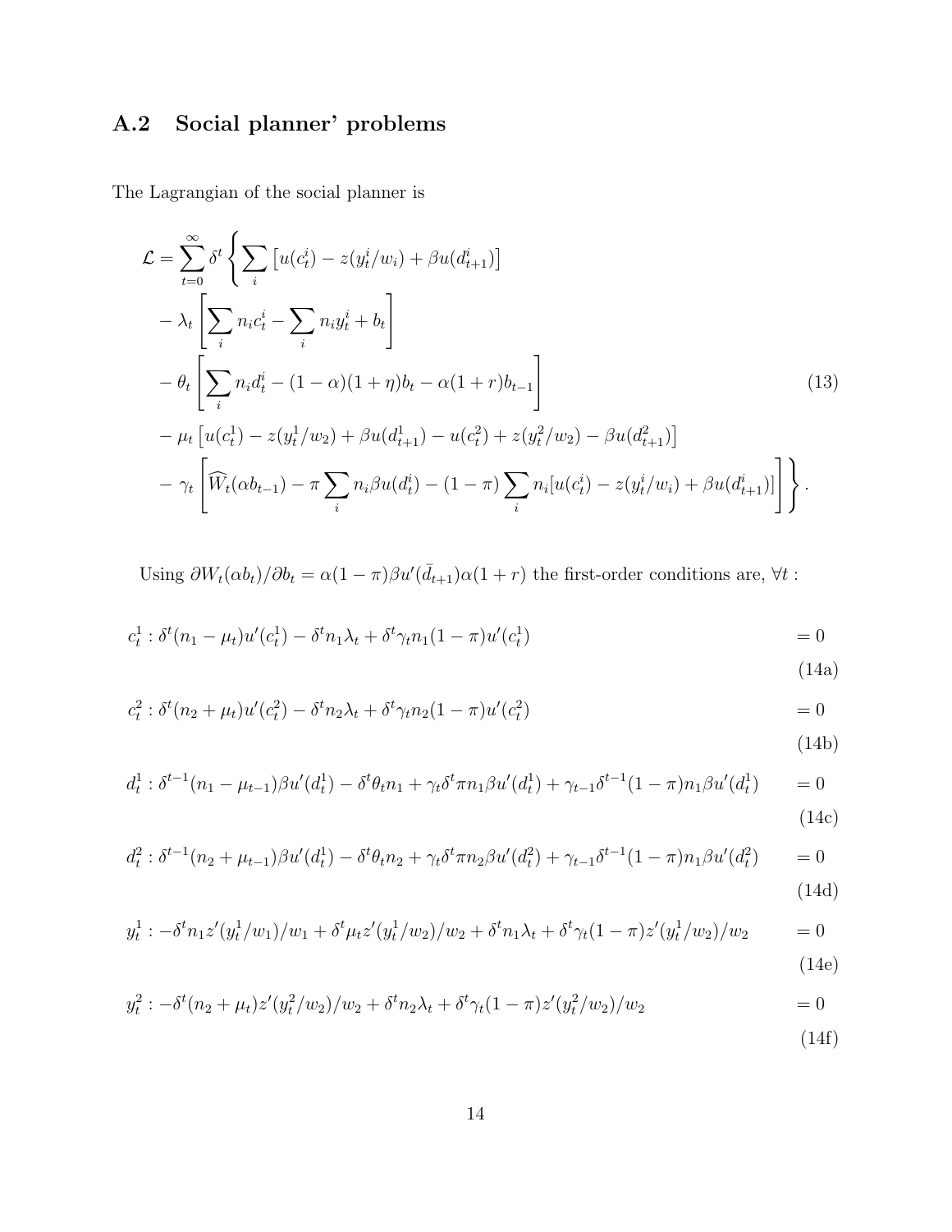## A.2 Social planner' problems

The Lagrangian of the social planner is

$$
\begin{aligned}
\mathcal{L} = \sum_{t=0}^{\infty} \delta^t \Bigg\{ & \sum_i \left[ u(c_t^i) - z(y_t^i/w_i) + \beta u(d_{t+1}^i) \right] \\
& - \lambda_t \left[ \sum_i n_i c_t^i - \sum_i n_i y_t^i + b_t \right] \\
& - \theta_t \left[ \sum_i n_i d_t^i - (1-\alpha)(1+\eta) b_t - \alpha(1+r) b_{t-1} \right] \\
& - \mu_t \left[ u(c_t^1) - z(y_t^1/w_2) + \beta u(d_{t+1}^1) - u(c_t^2) + z(y_t^2/w_2) - \beta u(d_{t+1}^2) \right] \\
& - \gamma_t \left[ \widehat{W}_t(\alpha b_{t-1}) - \pi \sum_i n_i \beta u(d_t^i) - (1-\pi) \sum_i n_i [u(c_t^i) - z(y_t^i/w_i) + \beta u(d_{t+1}^i)] \right] \Bigg\}.
\end{aligned}
\tag{13}
$$

Using $\partial W_t(\alpha b_t)/\partial b_t = \alpha(1-\pi)\beta u'(\bar{d}_{t+1})\alpha(1+r)$ the first-order conditions are, $\forall t$ :

$$
c_t^1 : \delta^t (n_1 - \mu_t) u'(c_t^1) - \delta^t n_1 \lambda_t + \delta^t \gamma_t n_1 (1-\pi) u'(c_t^1) = 0 \tag{14a}
$$

$$
c_t^2 : \delta^t (n_2 + \mu_t) u'(c_t^2) - \delta^t n_2 \lambda_t + \delta^t \gamma_t n_2 (1-\pi) u'(c_t^2) = 0 \tag{14b}
$$

$$
d_t^1 : \delta^{t-1} (n_1 - \mu_{t-1}) \beta u'(d_t^1) - \delta^t \theta_t n_1 + \gamma_t \delta^t \pi n_1 \beta u'(d_t^1) + \gamma_{t-1} \delta^{t-1} (1-\pi) n_1 \beta u'(d_t^1) = 0 \tag{14c}
$$

$$
d_t^2 : \delta^{t-1} (n_2 + \mu_{t-1}) \beta u'(d_t^1) - \delta^t \theta_t n_2 + \gamma_t \delta^t \pi n_2 \beta u'(d_t^2) + \gamma_{t-1} \delta^{t-1} (1-\pi) n_1 \beta u'(d_t^2) = 0 \tag{14d}
$$

$$
y_t^1 : -\delta^t n_1 z'(y_t^1/w_1)/w_1 + \delta^t \mu_t z'(y_t^1/w_2)/w_2 + \delta^t n_1 \lambda_t + \delta^t \gamma_t (1-\pi) z'(y_t^1/w_2)/w_2 = 0 \tag{14e}
$$

$$
y_t^2 : -\delta^t (n_2 + \mu_t) z'(y_t^2/w_2)/w_2 + \delta^t n_2 \lambda_t + \delta^t \gamma_t (1-\pi) z'(y_t^2/w_2)/w_2 = 0 \tag{14f}
$$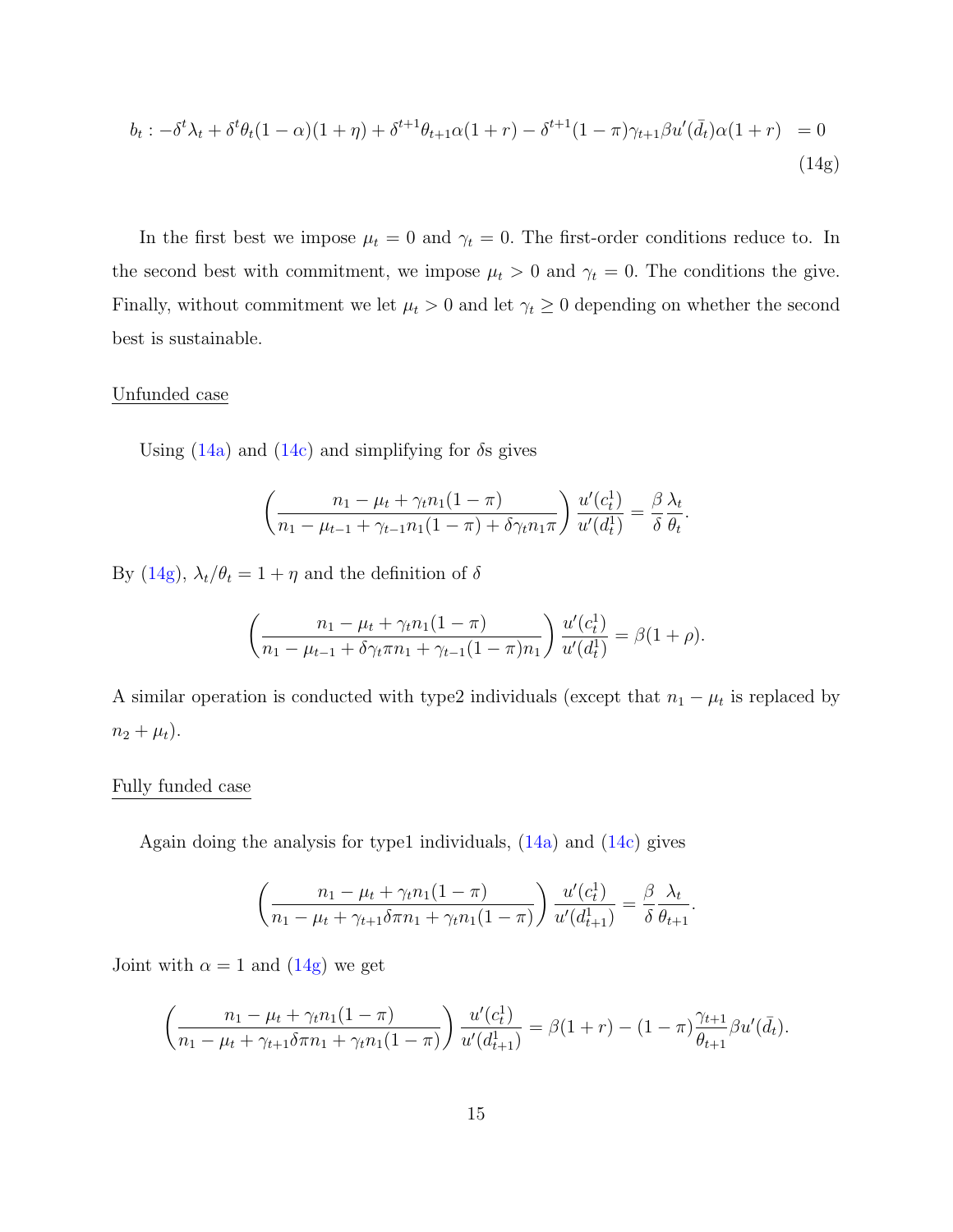$$b_t : -\delta^t \lambda_t + \delta^t \theta_t (1-\alpha)(1+\eta) + \delta^{t+1}\theta_{t+1}\alpha(1+r) - \delta^{t+1}(1-\pi)\gamma_{t+1}\beta u'(\bar{d}_t)\alpha(1+r) \quad = 0 \tag{14g}$$

In the first best we impose $\mu_t = 0$ and $\gamma_t = 0$. The first-order conditions reduce to. In the second best with commitment, we impose $\mu_t > 0$ and $\gamma_t = 0$. The conditions the give. Finally, without commitment we let $\mu_t > 0$ and let $\gamma_t \geq 0$ depending on whether the second best is sustainable.

<u>Unfunded case</u>

Using (14a) and (14c) and simplifying for $\delta$s gives

$$\left( \frac{n_1 - \mu_t + \gamma_t n_1 (1-\pi)}{n_1 - \mu_{t-1} + \gamma_{t-1} n_1 (1-\pi) + \delta \gamma_t n_1 \pi} \right) \frac{u'(c_t^1)}{u'(d_t^1)} = \frac{\beta}{\delta} \frac{\lambda_t}{\theta_t}.$$

By (14g), $\lambda_t / \theta_t = 1 + \eta$ and the definition of $\delta$

$$\left( \frac{n_1 - \mu_t + \gamma_t n_1 (1-\pi)}{n_1 - \mu_{t-1} + \delta \gamma_t \pi n_1 + \gamma_{t-1} (1-\pi) n_1} \right) \frac{u'(c_t^1)}{u'(d_t^1)} = \beta(1+\rho).$$

A similar operation is conducted with type2 individuals (except that $n_1 - \mu_t$ is replaced by $n_2 + \mu_t$).

<u>Fully funded case</u>

Again doing the analysis for type1 individuals, (14a) and (14c) gives

$$\left( \frac{n_1 - \mu_t + \gamma_t n_1 (1-\pi)}{n_1 - \mu_t + \gamma_{t+1} \delta \pi n_1 + \gamma_t n_1 (1-\pi)} \right) \frac{u'(c_t^1)}{u'(d_{t+1}^1)} = \frac{\beta}{\delta} \frac{\lambda_t}{\theta_{t+1}}.$$

Joint with $\alpha = 1$ and (14g) we get

$$\left( \frac{n_1 - \mu_t + \gamma_t n_1 (1-\pi)}{n_1 - \mu_t + \gamma_{t+1} \delta \pi n_1 + \gamma_t n_1 (1-\pi)} \right) \frac{u'(c_t^1)}{u'(d_{t+1}^1)} = \beta(1+r) - (1-\pi)\frac{\gamma_{t+1}}{\theta_{t+1}} \beta u'(\bar{d}_t).$$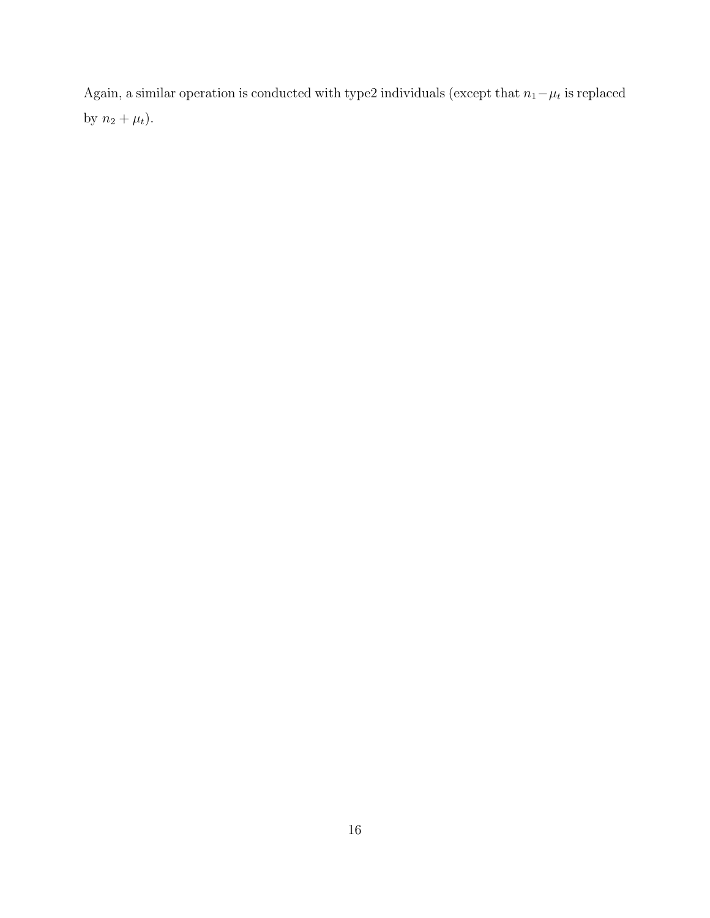Again, a similar operation is conducted with type2 individuals (except that $n_1 - \mu_t$ is replaced by $n_2 + \mu_t$).